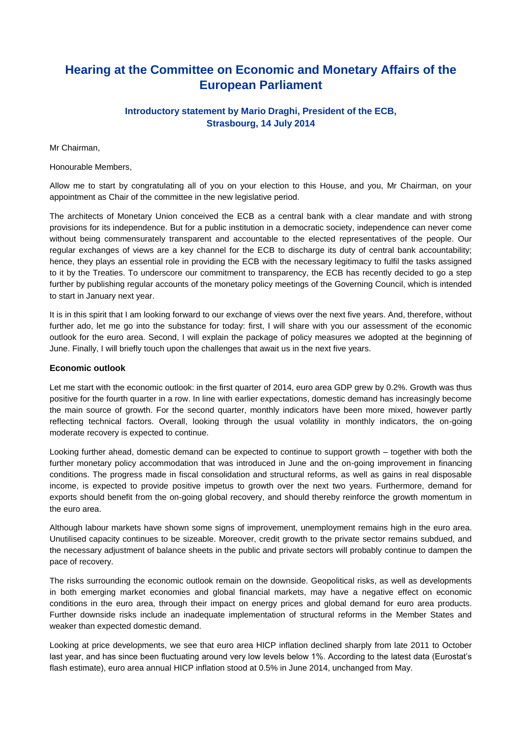# Hearing at the Committee on Economic and Monetary Affairs of the European Parliament

## Introductory statement by Mario Draghi, President of the ECB, Strasbourg, 14 July 2014

Mr Chairman,

Honourable Members,

Allow me to start by congratulating all of you on your election to this House, and you, Mr Chairman, on your appointment as Chair of the committee in the new legislative period.

The architects of Monetary Union conceived the ECB as a central bank with a clear mandate and with strong provisions for its independence. But for a public institution in a democratic society, independence can never come without being commensurately transparent and accountable to the elected representatives of the people. Our regular exchanges of views are a key channel for the ECB to discharge its duty of central bank accountability; hence, they plays an essential role in providing the ECB with the necessary legitimacy to fulfil the tasks assigned to it by the Treaties. To underscore our commitment to transparency, the ECB has recently decided to go a step further by publishing regular accounts of the monetary policy meetings of the Governing Council, which is intended to start in January next year.

It is in this spirit that I am looking forward to our exchange of views over the next five years. And, therefore, without further ado, let me go into the substance for today: first, I will share with you our assessment of the economic outlook for the euro area. Second, I will explain the package of policy measures we adopted at the beginning of June. Finally, I will briefly touch upon the challenges that await us in the next five years.

### Economic outlook

Let me start with the economic outlook: in the first quarter of 2014, euro area GDP grew by 0.2%. Growth was thus positive for the fourth quarter in a row. In line with earlier expectations, domestic demand has increasingly become the main source of growth. For the second quarter, monthly indicators have been more mixed, however partly reflecting technical factors. Overall, looking through the usual volatility in monthly indicators, the on-going moderate recovery is expected to continue.

Looking further ahead, domestic demand can be expected to continue to support growth – together with both the further monetary policy accommodation that was introduced in June and the on-going improvement in financing conditions. The progress made in fiscal consolidation and structural reforms, as well as gains in real disposable income, is expected to provide positive impetus to growth over the next two years. Furthermore, demand for exports should benefit from the on-going global recovery, and should thereby reinforce the growth momentum in the euro area.

Although labour markets have shown some signs of improvement, unemployment remains high in the euro area. Unutilised capacity continues to be sizeable. Moreover, credit growth to the private sector remains subdued, and the necessary adjustment of balance sheets in the public and private sectors will probably continue to dampen the pace of recovery.

The risks surrounding the economic outlook remain on the downside. Geopolitical risks, as well as developments in both emerging market economies and global financial markets, may have a negative effect on economic conditions in the euro area, through their impact on energy prices and global demand for euro area products. Further downside risks include an inadequate implementation of structural reforms in the Member States and weaker than expected domestic demand.

Looking at price developments, we see that euro area HICP inflation declined sharply from late 2011 to October last year, and has since been fluctuating around very low levels below 1%. According to the latest data (Eurostat's flash estimate), euro area annual HICP inflation stood at 0.5% in June 2014, unchanged from May.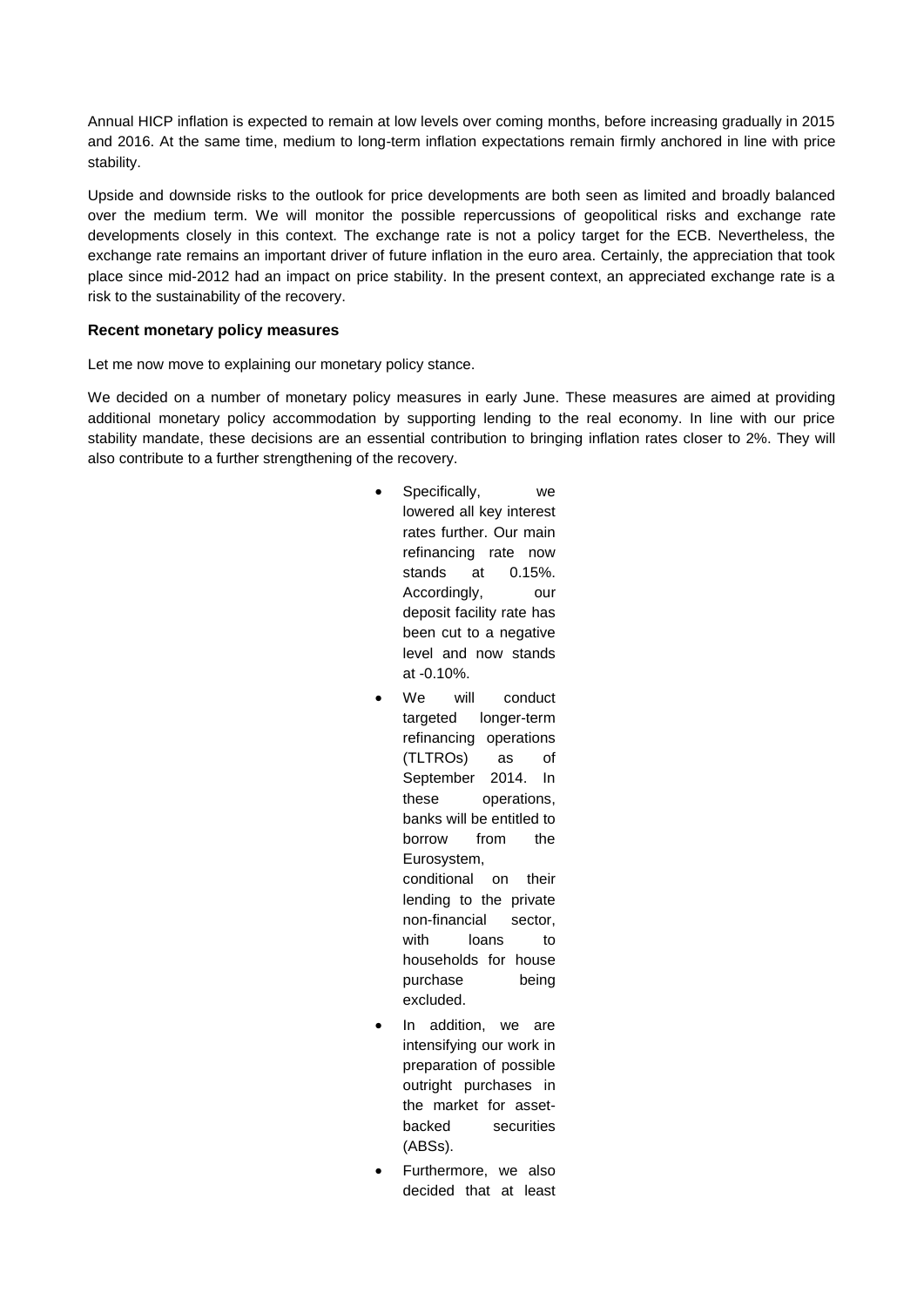Annual HICP inflation is expected to remain at low levels over coming months, before increasing gradually in 2015 and 2016. At the same time, medium to long-term inflation expectations remain firmly anchored in line with price stability.

Upside and downside risks to the outlook for price developments are both seen as limited and broadly balanced over the medium term. We will monitor the possible repercussions of geopolitical risks and exchange rate developments closely in this context. The exchange rate is not a policy target for the ECB. Nevertheless, the exchange rate remains an important driver of future inflation in the euro area. Certainly, the appreciation that took place since mid-2012 had an impact on price stability. In the present context, an appreciated exchange rate is a risk to the sustainability of the recovery.

**Recent monetary policy measures**

Let me now move to explaining our monetary policy stance.

We decided on a number of monetary policy measures in early June. These measures are aimed at providing additional monetary policy accommodation by supporting lending to the real economy. In line with our price stability mandate, these decisions are an essential contribution to bringing inflation rates closer to 2%. They will also contribute to a further strengthening of the recovery.

- Specifically, we lowered all key interest rates further. Our main refinancing rate now stands at 0.15%. Accordingly, our deposit facility rate has been cut to a negative level and now stands at -0.10%.
- We will conduct targeted longer-term refinancing operations (TLTROs) as of September 2014. In these operations, banks will be entitled to borrow from the Eurosystem, conditional on their lending to the private non-financial sector, with loans to households for house purchase being excluded.
- In addition, we are intensifying our work in preparation of possible outright purchases in the market for asset-backed securities (ABSs).
- Furthermore, we also decided that at least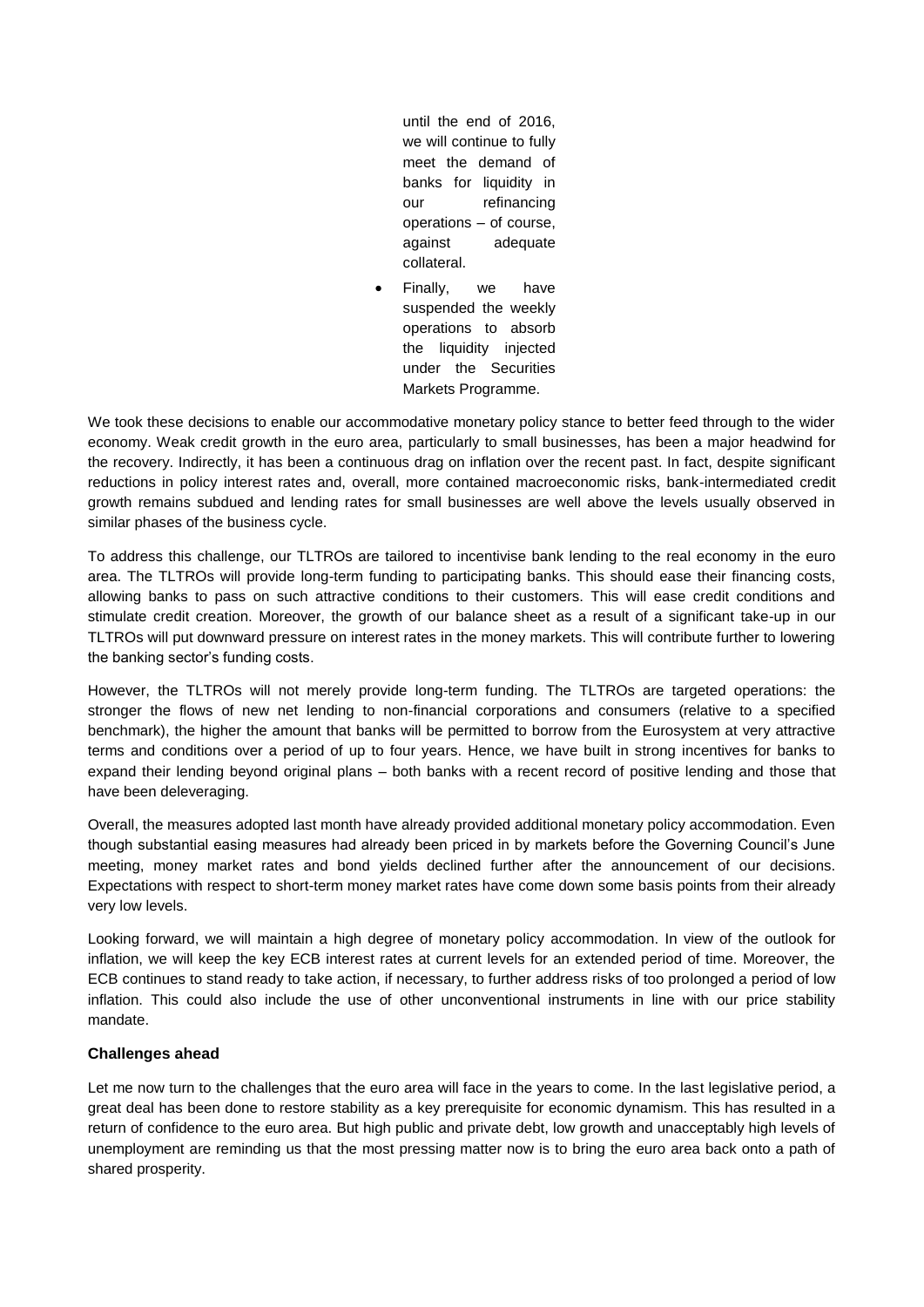until the end of 2016, we will continue to fully meet the demand of banks for liquidity in our refinancing operations – of course, against adequate collateral.

- Finally, we have suspended the weekly operations to absorb the liquidity injected under the Securities Markets Programme.

We took these decisions to enable our accommodative monetary policy stance to better feed through to the wider economy. Weak credit growth in the euro area, particularly to small businesses, has been a major headwind for the recovery. Indirectly, it has been a continuous drag on inflation over the recent past. In fact, despite significant reductions in policy interest rates and, overall, more contained macroeconomic risks, bank-intermediated credit growth remains subdued and lending rates for small businesses are well above the levels usually observed in similar phases of the business cycle.

To address this challenge, our TLTROs are tailored to incentivise bank lending to the real economy in the euro area. The TLTROs will provide long-term funding to participating banks. This should ease their financing costs, allowing banks to pass on such attractive conditions to their customers. This will ease credit conditions and stimulate credit creation. Moreover, the growth of our balance sheet as a result of a significant take-up in our TLTROs will put downward pressure on interest rates in the money markets. This will contribute further to lowering the banking sector's funding costs.

However, the TLTROs will not merely provide long-term funding. The TLTROs are targeted operations: the stronger the flows of new net lending to non-financial corporations and consumers (relative to a specified benchmark), the higher the amount that banks will be permitted to borrow from the Eurosystem at very attractive terms and conditions over a period of up to four years. Hence, we have built in strong incentives for banks to expand their lending beyond original plans – both banks with a recent record of positive lending and those that have been deleveraging.

Overall, the measures adopted last month have already provided additional monetary policy accommodation. Even though substantial easing measures had already been priced in by markets before the Governing Council's June meeting, money market rates and bond yields declined further after the announcement of our decisions. Expectations with respect to short-term money market rates have come down some basis points from their already very low levels.

Looking forward, we will maintain a high degree of monetary policy accommodation. In view of the outlook for inflation, we will keep the key ECB interest rates at current levels for an extended period of time. Moreover, the ECB continues to stand ready to take action, if necessary, to further address risks of too prolonged a period of low inflation. This could also include the use of other unconventional instruments in line with our price stability mandate.

### Challenges ahead

Let me now turn to the challenges that the euro area will face in the years to come. In the last legislative period, a great deal has been done to restore stability as a key prerequisite for economic dynamism. This has resulted in a return of confidence to the euro area. But high public and private debt, low growth and unacceptably high levels of unemployment are reminding us that the most pressing matter now is to bring the euro area back onto a path of shared prosperity.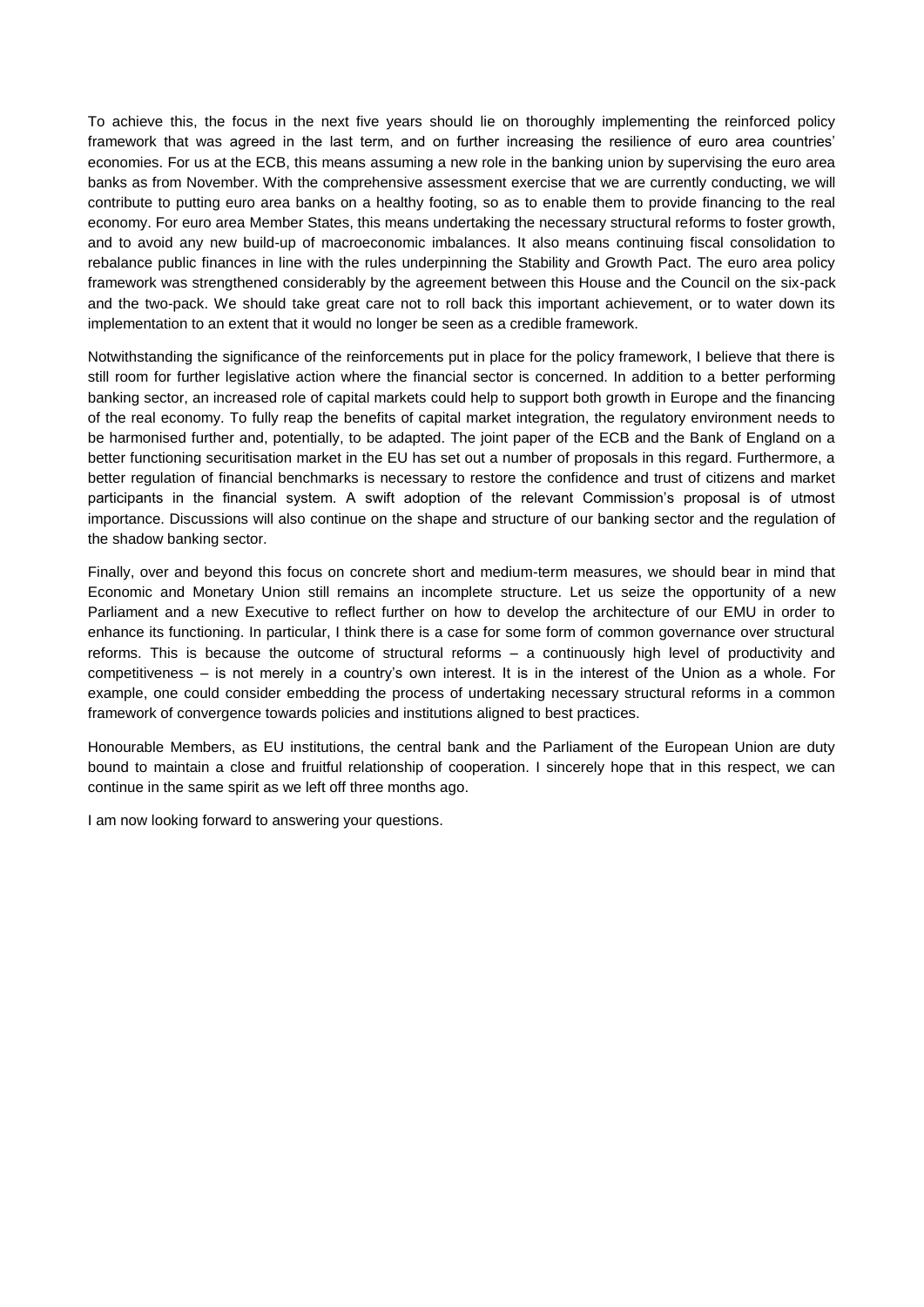To achieve this, the focus in the next five years should lie on thoroughly implementing the reinforced policy framework that was agreed in the last term, and on further increasing the resilience of euro area countries' economies. For us at the ECB, this means assuming a new role in the banking union by supervising the euro area banks as from November. With the comprehensive assessment exercise that we are currently conducting, we will contribute to putting euro area banks on a healthy footing, so as to enable them to provide financing to the real economy. For euro area Member States, this means undertaking the necessary structural reforms to foster growth, and to avoid any new build-up of macroeconomic imbalances. It also means continuing fiscal consolidation to rebalance public finances in line with the rules underpinning the Stability and Growth Pact. The euro area policy framework was strengthened considerably by the agreement between this House and the Council on the six-pack and the two-pack. We should take great care not to roll back this important achievement, or to water down its implementation to an extent that it would no longer be seen as a credible framework.

Notwithstanding the significance of the reinforcements put in place for the policy framework, I believe that there is still room for further legislative action where the financial sector is concerned. In addition to a better performing banking sector, an increased role of capital markets could help to support both growth in Europe and the financing of the real economy. To fully reap the benefits of capital market integration, the regulatory environment needs to be harmonised further and, potentially, to be adapted. The joint paper of the ECB and the Bank of England on a better functioning securitisation market in the EU has set out a number of proposals in this regard. Furthermore, a better regulation of financial benchmarks is necessary to restore the confidence and trust of citizens and market participants in the financial system. A swift adoption of the relevant Commission's proposal is of utmost importance. Discussions will also continue on the shape and structure of our banking sector and the regulation of the shadow banking sector.

Finally, over and beyond this focus on concrete short and medium-term measures, we should bear in mind that Economic and Monetary Union still remains an incomplete structure. Let us seize the opportunity of a new Parliament and a new Executive to reflect further on how to develop the architecture of our EMU in order to enhance its functioning. In particular, I think there is a case for some form of common governance over structural reforms. This is because the outcome of structural reforms – a continuously high level of productivity and competitiveness – is not merely in a country's own interest. It is in the interest of the Union as a whole. For example, one could consider embedding the process of undertaking necessary structural reforms in a common framework of convergence towards policies and institutions aligned to best practices.

Honourable Members, as EU institutions, the central bank and the Parliament of the European Union are duty bound to maintain a close and fruitful relationship of cooperation. I sincerely hope that in this respect, we can continue in the same spirit as we left off three months ago.

I am now looking forward to answering your questions.